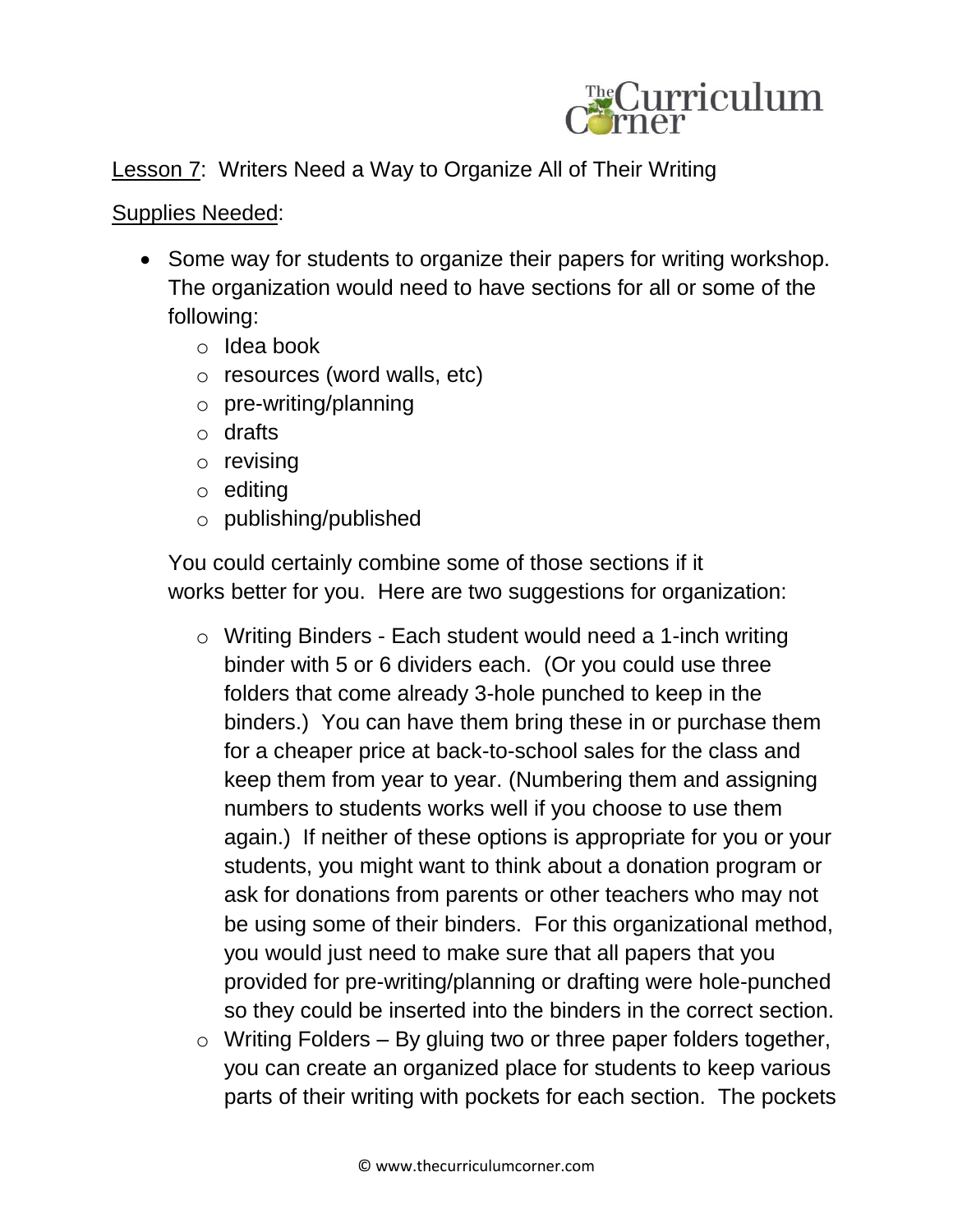Lesson 7: Writers Need a Way to Organize All of Their Writing

Supplies Needed:

- Some way for students to organize their papers for writing workshop. The organization would need to have sections for all or some of the following:
    - Idea book
    - resources (word walls, etc)
    - pre-writing/planning
    - drafts
    - revising
    - editing
    - publishing/published

  You could certainly combine some of those sections if it works better for you. Here are two suggestions for organization:

    - Writing Binders - Each student would need a 1-inch writing binder with 5 or 6 dividers each. (Or you could use three folders that come already 3-hole punched to keep in the binders.) You can have them bring these in or purchase them for a cheaper price at back-to-school sales for the class and keep them from year to year. (Numbering them and assigning numbers to students works well if you choose to use them again.) If neither of these options is appropriate for you or your students, you might want to think about a donation program or ask for donations from parents or other teachers who may not be using some of their binders. For this organizational method, you would just need to make sure that all papers that you provided for pre-writing/planning or drafting were hole-punched so they could be inserted into the binders in the correct section.
    - Writing Folders – By gluing two or three paper folders together, you can create an organized place for students to keep various parts of their writing with pockets for each section. The pockets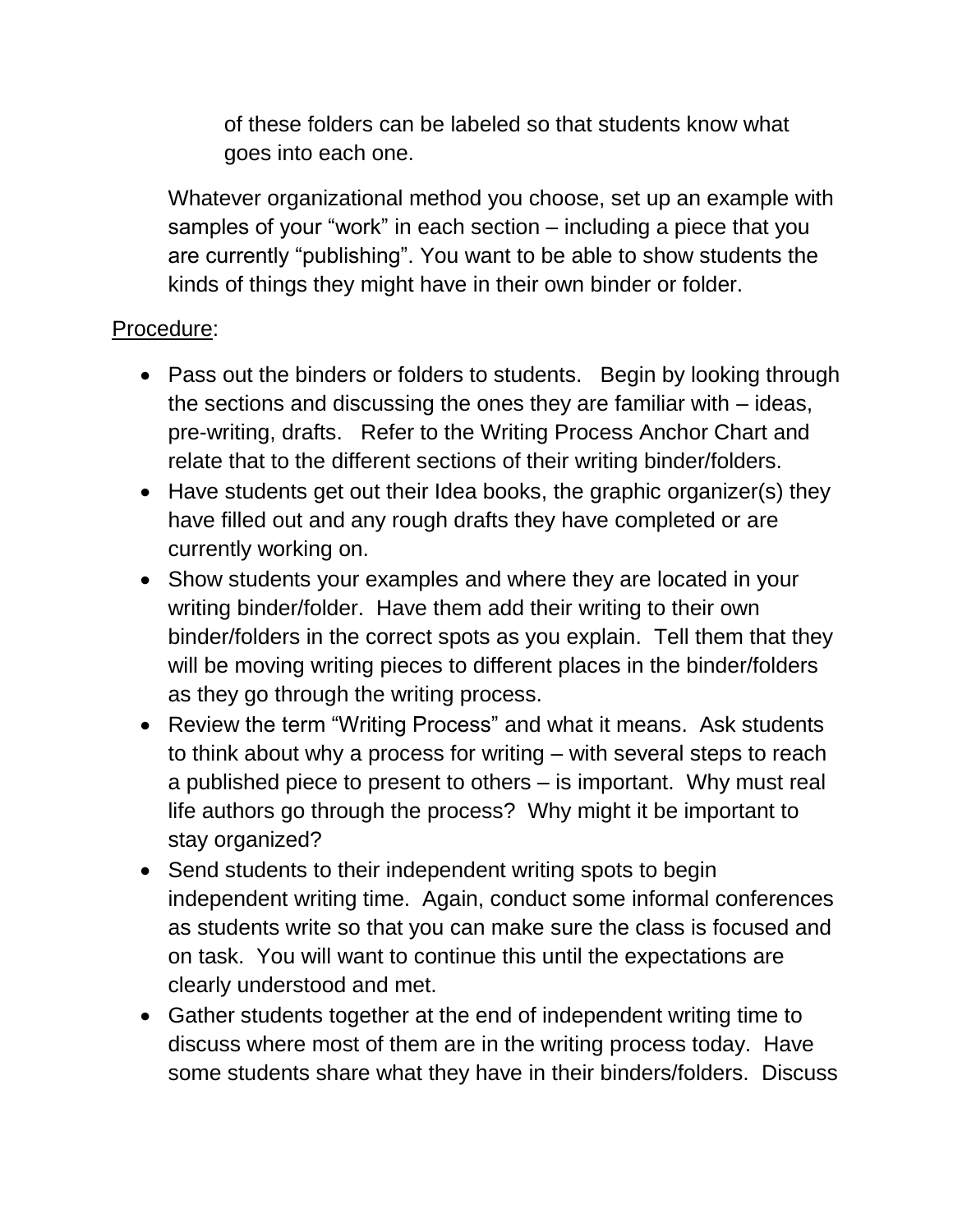of these folders can be labeled so that students know what goes into each one.

Whatever organizational method you choose, set up an example with samples of your "work" in each section – including a piece that you are currently "publishing". You want to be able to show students the kinds of things they might have in their own binder or folder.

Procedure:

- Pass out the binders or folders to students. Begin by looking through the sections and discussing the ones they are familiar with – ideas, pre-writing, drafts. Refer to the Writing Process Anchor Chart and relate that to the different sections of their writing binder/folders.
- Have students get out their Idea books, the graphic organizer(s) they have filled out and any rough drafts they have completed or are currently working on.
- Show students your examples and where they are located in your writing binder/folder. Have them add their writing to their own binder/folders in the correct spots as you explain. Tell them that they will be moving writing pieces to different places in the binder/folders as they go through the writing process.
- Review the term "Writing Process" and what it means. Ask students to think about why a process for writing – with several steps to reach a published piece to present to others – is important. Why must real life authors go through the process? Why might it be important to stay organized?
- Send students to their independent writing spots to begin independent writing time. Again, conduct some informal conferences as students write so that you can make sure the class is focused and on task. You will want to continue this until the expectations are clearly understood and met.
- Gather students together at the end of independent writing time to discuss where most of them are in the writing process today. Have some students share what they have in their binders/folders. Discuss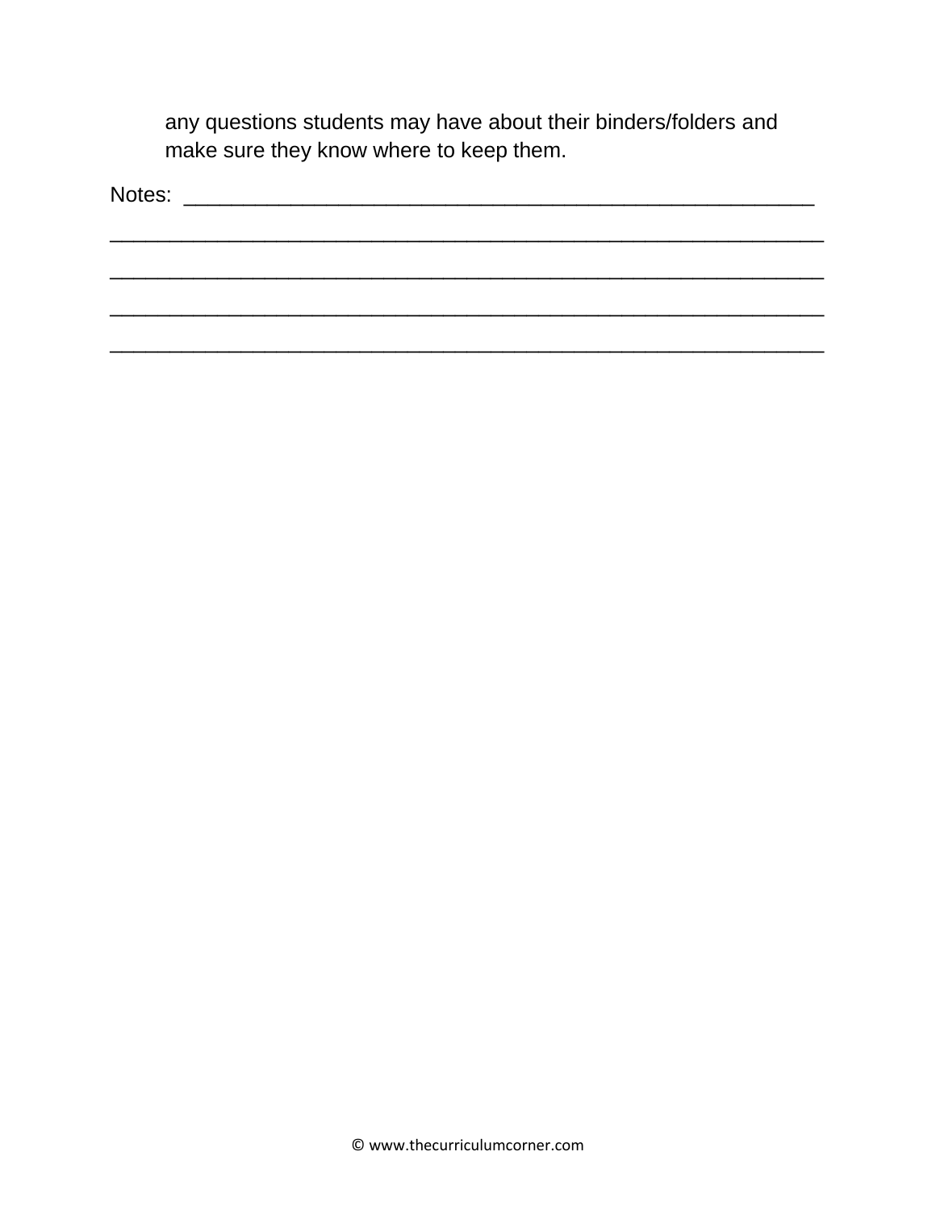any questions students may have about their binders/folders and make sure they know where to keep them.

Notes: ____________________________________________________

______________________________________________________________

______________________________________________________________

______________________________________________________________

______________________________________________________________